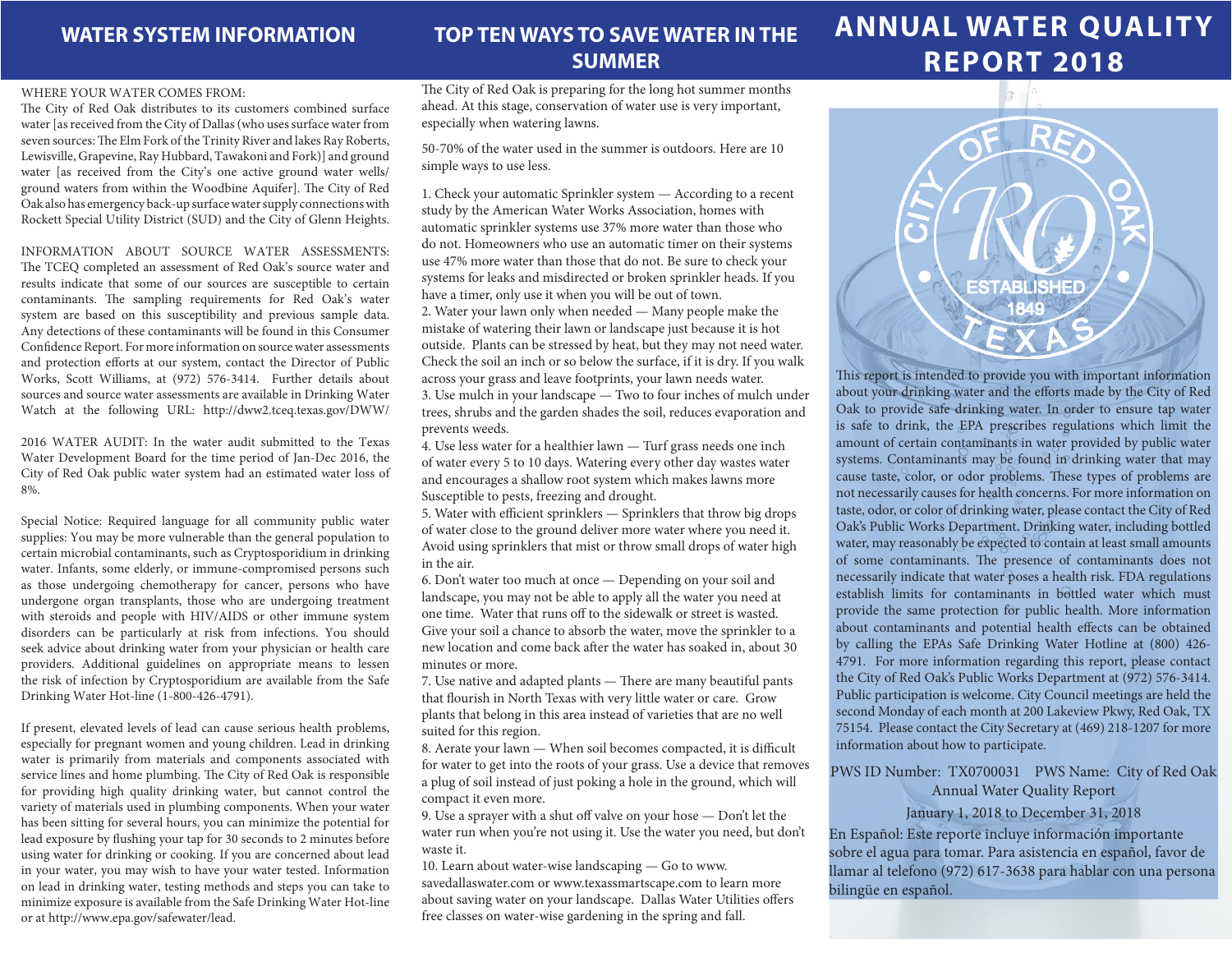## WATER SYSTEM INFORMATION

WHERE YOUR WATER COMES FROM:
The City of Red Oak distributes to its customers combined surface water [as received from the City of Dallas (who uses surface water from seven sources: The Elm Fork of the Trinity River and lakes Ray Roberts, Lewisville, Grapevine, Ray Hubbard, Tawakoni and Fork)] and ground water [as received from the City's one active ground water wells/ ground waters from within the Woodbine Aquifer]. The City of Red Oak also has emergency back-up surface water supply connections with Rockett Special Utility District (SUD) and the City of Glenn Heights.

INFORMATION ABOUT SOURCE WATER ASSESSMENTS: The TCEQ completed an assessment of Red Oak's source water and results indicate that some of our sources are susceptible to certain contaminants. The sampling requirements for Red Oak's water system are based on this susceptibility and previous sample data. Any detections of these contaminants will be found in this Consumer Confidence Report. For more information on source water assessments and protection efforts at our system, contact the Director of Public Works, Scott Williams, at (972) 576-3414. Further details about sources and source water assessments are available in Drinking Water Watch at the following URL: http://dww2.tceq.texas.gov/DWW/

2016 WATER AUDIT: In the water audit submitted to the Texas Water Development Board for the time period of Jan-Dec 2016, the City of Red Oak public water system had an estimated water loss of 8%.

Special Notice: Required language for all community public water supplies: You may be more vulnerable than the general population to certain microbial contaminants, such as Cryptosporidium in drinking water. Infants, some elderly, or immune-compromised persons such as those undergoing chemotherapy for cancer, persons who have undergone organ transplants, those who are undergoing treatment with steroids and people with HIV/AIDS or other immune system disorders can be particularly at risk from infections. You should seek advice about drinking water from your physician or health care providers. Additional guidelines on appropriate means to lessen the risk of infection by Cryptosporidium are available from the Safe Drinking Water Hot-line (1-800-426-4791).

If present, elevated levels of lead can cause serious health problems, especially for pregnant women and young children. Lead in drinking water is primarily from materials and components associated with service lines and home plumbing. The City of Red Oak is responsible for providing high quality drinking water, but cannot control the variety of materials used in plumbing components. When your water has been sitting for several hours, you can minimize the potential for lead exposure by flushing your tap for 30 seconds to 2 minutes before using water for drinking or cooking. If you are concerned about lead in your water, you may wish to have your water tested. Information on lead in drinking water, testing methods and steps you can take to minimize exposure is available from the Safe Drinking Water Hot-line or at http://www.epa.gov/safewater/lead.

## TOP TEN WAYS TO SAVE WATER IN THE SUMMER

The City of Red Oak is preparing for the long hot summer months ahead. At this stage, conservation of water use is very important, especially when watering lawns.

50-70% of the water used in the summer is outdoors. Here are 10 simple ways to use less.

1. Check your automatic Sprinkler system — According to a recent study by the American Water Works Association, homes with automatic sprinkler systems use 37% more water than those who do not. Homeowners who use an automatic timer on their systems use 47% more water than those that do not. Be sure to check your systems for leaks and misdirected or broken sprinkler heads. If you have a timer, only use it when you will be out of town.
2. Water your lawn only when needed — Many people make the mistake of watering their lawn or landscape just because it is hot outside. Plants can be stressed by heat, but they may not need water. Check the soil an inch or so below the surface, if it is dry. If you walk across your grass and leave footprints, your lawn needs water.
3. Use mulch in your landscape — Two to four inches of mulch under trees, shrubs and the garden shades the soil, reduces evaporation and prevents weeds.
4. Use less water for a healthier lawn — Turf grass needs one inch of water every 5 to 10 days. Watering every other day wastes water and encourages a shallow root system which makes lawns more Susceptible to pests, freezing and drought.
5. Water with efficient sprinklers — Sprinklers that throw big drops of water close to the ground deliver more water where you need it. Avoid using sprinklers that mist or throw small drops of water high in the air.
6. Don't water too much at once — Depending on your soil and landscape, you may not be able to apply all the water you need at one time. Water that runs off to the sidewalk or street is wasted. Give your soil a chance to absorb the water, move the sprinkler to a new location and come back after the water has soaked in, about 30 minutes or more.
7. Use native and adapted plants — There are many beautiful pants that flourish in North Texas with very little water or care. Grow plants that belong in this area instead of varieties that are no well suited for this region.
8. Aerate your lawn — When soil becomes compacted, it is difficult for water to get into the roots of your grass. Use a device that removes a plug of soil instead of just poking a hole in the ground, which will compact it even more.
9. Use a sprayer with a shut off valve on your hose — Don't let the water run when you're not using it. Use the water you need, but don't waste it.
10. Learn about water-wise landscaping — Go to www.savedallaswater.com or www.texassmartscape.com to learn more about saving water on your landscape. Dallas Water Utilities offers free classes on water-wise gardening in the spring and fall.

# ANNUAL WATER QUALITY REPORT 2018

CITY OF RED OAK
RO
ESTABLISHED 1849
TEXAS

This report is intended to provide you with important information about your drinking water and the efforts made by the City of Red Oak to provide safe drinking water. In order to ensure tap water is safe to drink, the EPA prescribes regulations which limit the amount of certain contaminants in water provided by public water systems. Contaminants may be found in drinking water that may cause taste, color, or odor problems. These types of problems are not necessarily causes for health concerns. For more information on taste, odor, or color of drinking water, please contact the City of Red Oak's Public Works Department. Drinking water, including bottled water, may reasonably be expected to contain at least small amounts of some contaminants. The presence of contaminants does not necessarily indicate that water poses a health risk. FDA regulations establish limits for contaminants in bottled water which must provide the same protection for public health. More information about contaminants and potential health effects can be obtained by calling the EPAs Safe Drinking Water Hotline at (800) 426-4791. For more information regarding this report, please contact the City of Red Oak's Public Works Department at (972) 576-3414. Public participation is welcome. City Council meetings are held the second Monday of each month at 200 Lakeview Pkwy, Red Oak, TX 75154. Please contact the City Secretary at (469) 218-1207 for more information about how to participate.

PWS ID Number: TX0700031 PWS Name: City of Red Oak
Annual Water Quality Report
January 1, 2018 to December 31, 2018

En Español: Este reporte incluye información importante sobre el agua para tomar. Para asistencia en español, favor de llamar al telefono (972) 617-3638 para hablar con una persona bilingüe en español.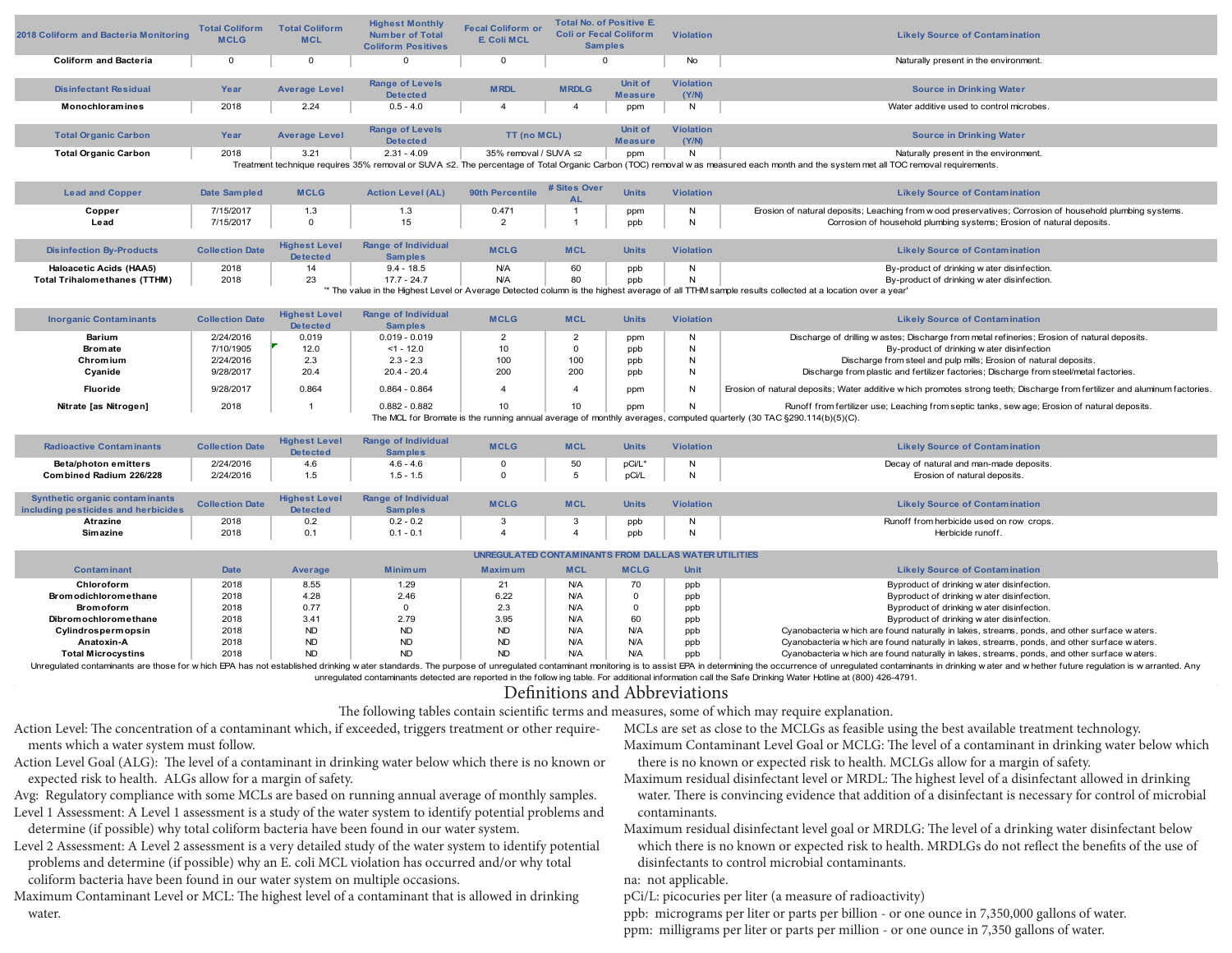| 2018 Coliform and Bacteria Monitoring | Total Coliform MCLG | Total Coliform MCL | Highest Monthly Number of Total Coliform Positives | Fecal Coliform or E. Coli MCL | Total No. of Positive E. Coli or Fecal Coliform Samples | Violation | Likely Source of Contamination |
|---|---|---|---|---|---|---|---|
| Coliform and Bacteria | 0 | 0 | 0 | 0 | 0 | No | Naturally present in the environment. |

| Disinfectant Residual | Year | Average Level | Range of Levels Detected | MRDL | MRDLG | Unit of Measure | Violation (Y/N) | Source in Drinking Water |
|---|---|---|---|---|---|---|---|---|
| Monochloramines | 2018 | 2.24 | 0.5 - 4.0 | 4 | 4 | ppm | N | Water additive used to control microbes. |

| Total Organic Carbon | Year | Average Level | Range of Levels Detected | TT (no MCL) | Unit of Measure | Violation (Y/N) | Source in Drinking Water |
|---|---|---|---|---|---|---|---|
| Total Organic Carbon | 2018 | 3.21 | 2.31 - 4.09 | 35% removal / SUVA ≤2 | ppm | N | Naturally present in the environment. |

Treatment technique requires 35% removal or SUVA ≤2. The percentage of Total Organic Carbon (TOC) removal was measured each month and the system met all TOC removal requirements.

| Lead and Copper | Date Sampled | MCLG | Action Level (AL) | 90th Percentile | # Sites Over AL | Units | Violation | Likely Source of Contamination |
|---|---|---|---|---|---|---|---|---|
| Copper | 7/15/2017 | 1.3 | 1.3 | 0.471 | 1 | ppm | N | Erosion of natural deposits; Leaching from wood preservatives; Corrosion of household plumbing systems. |
| Lead | 7/15/2017 | 0 | 15 | 2 | 1 | ppb | N | Corrosion of household plumbing systems; Erosion of natural deposits. |

| Disinfection By-Products | Collection Date | Highest Level Detected | Range of Individual Samples | MCLG | MCL | Units | Violation | Likely Source of Contamination |
|---|---|---|---|---|---|---|---|---|
| Haloacetic Acids (HAA5) | 2018 | 14 | 9.4 - 18.5 | N/A | 60 | ppb | N | By-product of drinking water disinfection. |
| Total Trihalomethanes (TTHM) | 2018 | 23 | 17.7 - 24.7 | N/A | 80 | ppb | N | By-product of drinking water disinfection. |

'* The value in the Highest Level or Average Detected column is the highest average of all TTHM sample results collected at a location over a year'

| Inorganic Contaminants | Collection Date | Highest Level Detected | Range of Individual Samples | MCLG | MCL | Units | Violation | Likely Source of Contamination |
|---|---|---|---|---|---|---|---|---|
| Barium | 2/24/2016 | 0.019 | 0.019 - 0.019 | 2 | 2 | ppm | N | Discharge of drilling wastes; Discharge from metal refineries; Erosion of natural deposits. |
| Bromate | 7/10/1905 | 12.0 | <1 - 12.0 | 10 | 0 | ppb | N | By-product of drinking water disinfection |
| Chromium | 2/24/2016 | 2.3 | 2.3 - 2.3 | 100 | 100 | ppb | N | Discharge from steel and pulp mills; Erosion of natural deposits. |
| Cyanide | 9/28/2017 | 20.4 | 20.4 - 20.4 | 200 | 200 | ppb | N | Discharge from plastic and fertilizer factories; Discharge from steel/metal factories. |
| Fluoride | 9/28/2017 | 0.864 | 0.864 - 0.864 | 4 | 4 | ppm | N | Erosion of natural deposits; Water additive which promotes strong teeth; Discharge from fertilizer and aluminum factories. |
| Nitrate [as Nitrogen] | 2018 | 1 | 0.882 - 0.882 | 10 | 10 | ppm | N | Runoff from fertilizer use; Leaching from septic tanks, sewage; Erosion of natural deposits. |

The MCL for Bromate is the running annual average of monthly averages, computed quarterly (30 TAC §290.114(b)(5)(C).

| Radioactive Contaminants | Collection Date | Highest Level Detected | Range of Individual Samples | MCLG | MCL | Units | Violation | Likely Source of Contamination |
|---|---|---|---|---|---|---|---|---|
| Beta/photon emitters | 2/24/2016 | 4.6 | 4.6 - 4.6 | 0 | 50 | pCi/L* | N | Decay of natural and man-made deposits. |
| Combined Radium 226/228 | 2/24/2016 | 1.5 | 1.5 - 1.5 | 0 | 5 | pCi/L | N | Erosion of natural deposits. |

| Synthetic organic contaminants including pesticides and herbicides | Collection Date | Highest Level Detected | Range of Individual Samples | MCLG | MCL | Units | Violation | Likely Source of Contamination |
|---|---|---|---|---|---|---|---|---|
| Atrazine | 2018 | 0.2 | 0.2 - 0.2 | 3 | 3 | ppb | N | Runoff from herbicide used on row crops. |
| Simazine | 2018 | 0.1 | 0.1 - 0.1 | 4 | 4 | ppb | N | Herbicide runoff. |

**UNREGULATED CONTAMINANTS FROM DALLAS WATER UTILITIES**

| Contaminant | Date | Average | Minimum | Maximum | MCL | MCLG | Unit | Likely Source of Contamination |
|---|---|---|---|---|---|---|---|---|
| Chloroform | 2018 | 8.55 | 1.29 | 21 | N/A | 70 | ppb | Byproduct of drinking water disinfection. |
| Bromodichloromethane | 2018 | 4.28 | 2.46 | 6.22 | N/A | 0 | ppb | Byproduct of drinking water disinfection. |
| Bromoform | 2018 | 0.77 | 0 | 2.3 | N/A | 0 | ppb | Byproduct of drinking water disinfection. |
| Dibromochloromethane | 2018 | 3.41 | 2.79 | 3.95 | N/A | 60 | ppb | Byproduct of drinking water disinfection. |
| Cylindrospermopsin | 2018 | ND | ND | ND | N/A | N/A | ppb | Cyanobacteria which are found naturally in lakes, streams, ponds, and other surface waters. |
| Anatoxin-A | 2018 | ND | ND | ND | N/A | N/A | ppb | Cyanobacteria which are found naturally in lakes, streams, ponds, and other surface waters. |
| Total Microcystins | 2018 | ND | ND | ND | N/A | N/A | ppb | Cyanobacteria which are found naturally in lakes, streams, ponds, and other surface waters. |

Unregulated contaminants are those for which EPA has not established drinking water standards. The purpose of unregulated contaminant monitoring is to assist EPA in determining the occurrence of unregulated contaminants in drinking water and whether future regulation is warranted. Any unregulated contaminants detected are reported in the following table. For additional information call the Safe Drinking Water Hotline at (800) 426-4791.

# Definitions and Abbreviations

The following tables contain scientific terms and measures, some of which may require explanation.

Action Level: The concentration of a contaminant which, if exceeded, triggers treatment or other requirements which a water system must follow.

Action Level Goal (ALG): The level of a contaminant in drinking water below which there is no known or expected risk to health. ALGs allow for a margin of safety.

Avg: Regulatory compliance with some MCLs are based on running annual average of monthly samples.

Level 1 Assessment: A Level 1 assessment is a study of the water system to identify potential problems and determine (if possible) why total coliform bacteria have been found in our water system.

Level 2 Assessment: A Level 2 assessment is a very detailed study of the water system to identify potential problems and determine (if possible) why an E. coli MCL violation has occurred and/or why total coliform bacteria have been found in our water system on multiple occasions.

Maximum Contaminant Level or MCL: The highest level of a contaminant that is allowed in drinking water. MCLs are set as close to the MCLGs as feasible using the best available treatment technology.

Maximum Contaminant Level Goal or MCLG: The level of a contaminant in drinking water below which there is no known or expected risk to health. MCLGs allow for a margin of safety.

Maximum residual disinfectant level or MRDL: The highest level of a disinfectant allowed in drinking water. There is convincing evidence that addition of a disinfectant is necessary for control of microbial contaminants.

Maximum residual disinfectant level goal or MRDLG: The level of a drinking water disinfectant below which there is no known or expected risk to health. MRDLGs do not reflect the benefits of the use of disinfectants to control microbial contaminants.

na: not applicable.

pCi/L: picocuries per liter (a measure of radioactivity)

ppb: micrograms per liter or parts per billion - or one ounce in 7,350,000 gallons of water.

ppm: milligrams per liter or parts per million - or one ounce in 7,350 gallons of water.